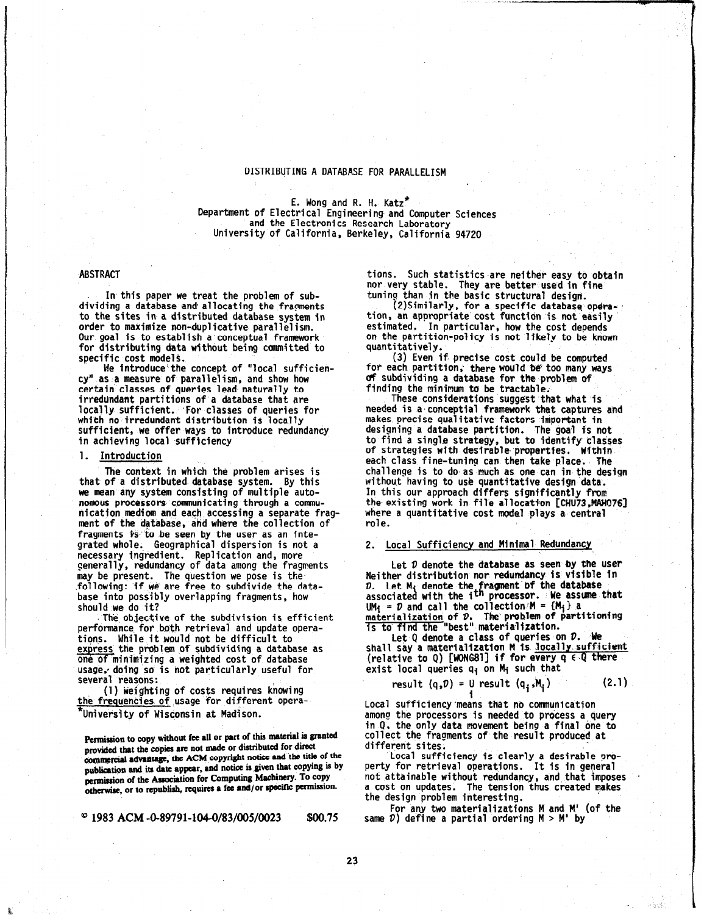# DISTRIBUTING A DATABASE FOR PARALLELISM

E. Wong and R. H. Katz*
Department of Electrical Engineering and Computer Sciences
and the Electronics Research Laboratory
University of California, Berkeley, California 94720

## ABSTRACT

In this paper we treat the problem of subdividing a database and allocating the fragments to the sites in a distributed database system in order to maximize non-duplicative parallelism. Our goal is to establish a conceptual framework for distributing data without being committed to specific cost models.

We introduce the concept of "local sufficiency" as a measure of parallelism, and show how certain classes of queries lead naturally to irredundant partitions of a database that are locally sufficient. For classes of queries for which no irredundant distribution is locally sufficient, we offer ways to introduce redundancy in achieving local sufficiency

## 1. Introduction

The context in which the problem arises is that of a distributed database system. By this we mean any system consisting of multiple autonomous processors communicating through a communication medium and each accessing a separate fragment of the database, and where the collection of fragments is to be seen by the user as an integrated whole. Geographical dispersion is not a necessary ingredient. Replication and, more generally, redundancy of data among the fragments may be present. The question we pose is the following: if we are free to subdivide the database into possibly overlapping fragments, how should we do it?

The objective of the subdivision is efficient performance for both retrieval and update operations. While it would not be difficult to express the problem of subdividing a database as one of minimizing a weighted cost of database usage, doing so is not particularly useful for several reasons:

(1) Weighting of costs requires knowing the frequencies of usage for different operations. Such statistics are neither easy to obtain nor very stable. They are better used in fine tuning than in the basic structural design.

(2) Similarly, for a specific database operation, an appropriate cost function is not easily estimated. In particular, how the cost depends on the partition-policy is not likely to be known quantitatively.

(3) Even if precise cost could be computed for each partition, there would be too many ways of subdividing a database for the problem of finding the minimum to be tractable.

These considerations suggest that what is needed is a conceptial framework that captures and makes precise qualitative factors important in designing a database partition. The goal is not to find a single strategy, but to identify classes of strategies with desirable properties. Within each class fine-tuning can then take place. The challenge is to do as much as one can in the design without having to use quantitative design data. In this our approach differs significantly from the existing work in file allocation [CHU73,MAHO76] where a quantitative cost model plays a central role.

## 2. Local Sufficiency and Minimal Redundancy

Let $\mathcal{D}$ denote the database as seen by the user Neither distribution nor redundancy is visible in $\mathcal{D}$. Let $M_i$ denote the fragment of the database associated with the $i^{th}$ processor. We assume that $\cup M_i = \mathcal{D}$ and call the collection $M = \{M_i\}$ a materialization of $\mathcal{D}$. The problem of partitioning is to find the "best" materialization.

Let Q denote a class of queries on $\mathcal{D}$. We shall say a materialization M is locally sufficient (relative to Q) [WONG81] if for every $q \in Q$ there exist local queries $q_i$ on $M_i$ such that

$$\text{result}\ (q,\mathcal{D}) = \bigcup_i \text{result}\ (q_i,M_i) \tag{2.1}$$

Local sufficiency means that no communication among the processors is needed to process a query in Q. the only data movement being a final one to collect the fragments of the result produced at different sites.

Local sufficiency is clearly a desirable property for retrieval operations. It is in general not attainable without redundancy, and that imposes a cost on updates. The tension thus created makes the design problem interesting.

For any two materializations M and M' (of the same $\mathcal{D}$) define a partial ordering $M > M'$ by

*University of Wisconsin at Madison.

Permission to copy without fee all or part of this material is granted provided that the copies are not made or distributed for direct commercial advantage, the ACM copyright notice and the title of the publication and its date appear, and notice is given that copying is by permission of the Association for Computing Machinery. To copy otherwise, or to republish, requires a fee and/or specific permission.

© 1983 ACM-0-89791-104-0/83/005/0023 $00.75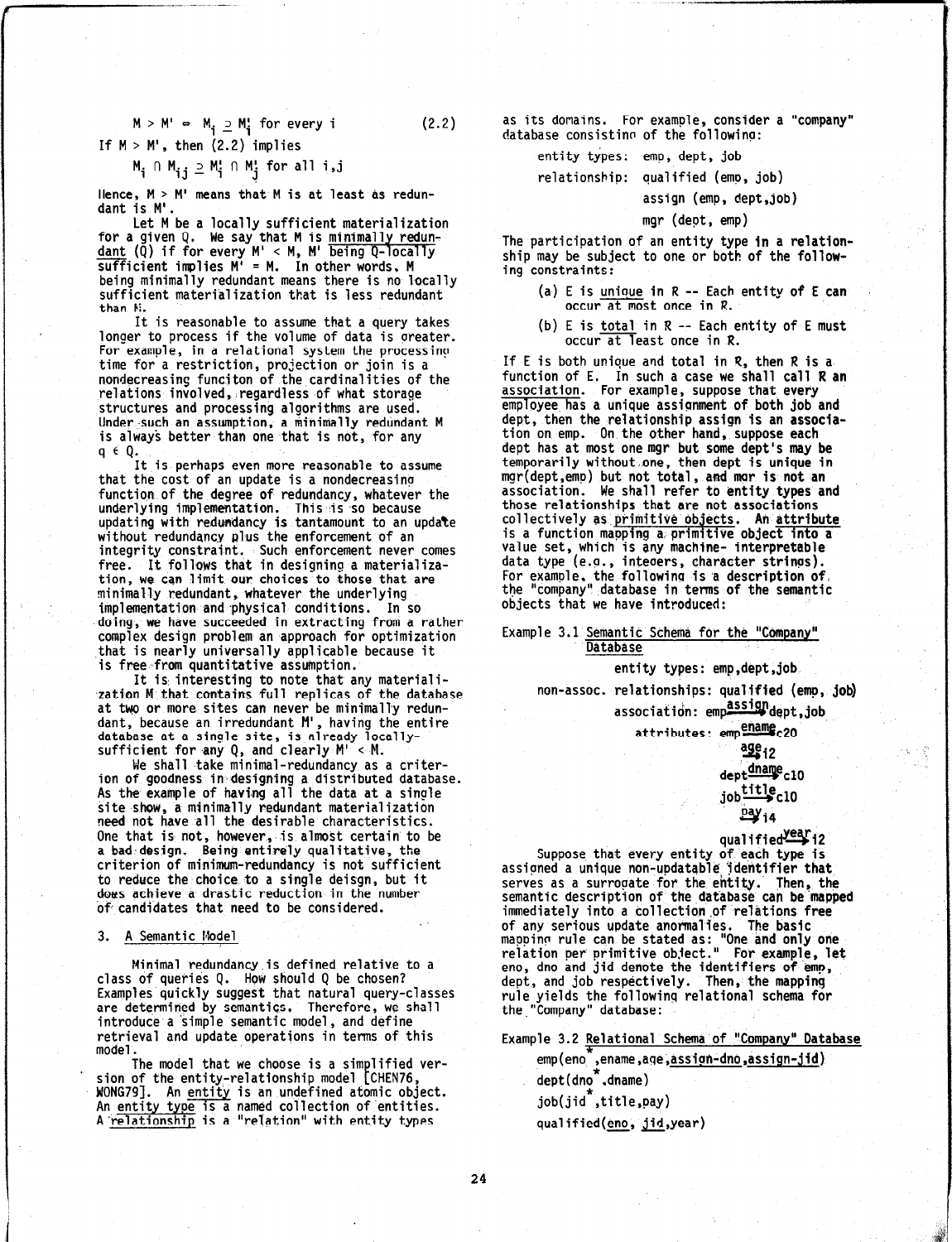$$M > M' \Leftrightarrow M_i \supseteq M_i' \text{ for every } i \qquad (2.2)$$

If $M > M'$, then (2.2) implies

$$M_i \cap M_{ij} \supseteq M_i' \cap M_j' \text{ for all } i,j$$

Hence, $M > M'$ means that M is at least as redundant is M'.

Let M be a locally sufficient materialization for a given Q. We say that M is minimally redundant (Q) if for every $M' < M$, M' being Q-locally sufficient implies $M' = M$. In other words, M being minimally redundant means there is no locally sufficient materialization that is less redundant than M.

It is reasonable to assume that a query takes longer to process if the volume of data is greater. For example, in a relational system the processing time for a restriction, projection or join is a nondecreasing funciton of the cardinalities of the relations involved, regardless of what storage structures and processing algorithms are used. Under such an assumption, a minimally redundant M is always better than one that is not, for any $q \in Q$.

It is perhaps even more reasonable to assume that the cost of an update is a nondecreasing function of the degree of redundancy, whatever the underlying implementation. This is so because updating with redundancy is tantamount to an update without redundancy plus the enforcement of an integrity constraint. Such enforcement never comes free. It follows that in designing a materialization, we can limit our choices to those that are minimally redundant, whatever the underlying implementation and physical conditions. In so doing, we have succeeded in extracting from a rather complex design problem an approach for optimization that is nearly universally applicable because it is free from quantitative assumption.

It is interesting to note that any materialization M that contains full replicas of the database at two or more sites can never be minimally redundant, because an irredundant M', having the entire database at a single site, is already locally-sufficient for any Q, and clearly $M' < M$.

We shall take minimal-redundancy as a criterion of goodness in designing a distributed database. As the example of having all the data at a single site show, a minimally redundant materialization need not have all the desirable characteristics. One that is not, however, is almost certain to be a bad design. Being entirely qualitative, the criterion of minimum-redundancy is not sufficient to reduce the choice to a single deisgn, but it does achieve a drastic reduction in the number of candidates that need to be considered.

## 3. A Semantic Model

Minimal redundancy is defined relative to a class of queries Q. How should Q be chosen? Examples quickly suggest that natural query-classes are determined by semantics. Therefore, we shall introduce a simple semantic model, and define retrieval and update operations in terms of this model.

The model that we choose is a simplified version of the entity-relationship model [CHEN76, WONG79]. An entity is an undefined atomic object. An entity type is a named collection of entities. A relationship is a "relation" with entity types as its domains. For example, consider a "company" database consisting of the following:

entity types: emp, dept, job

relationship: qualified (emp, job)

assign (emp, dept,job)

mgr (dept, emp)

The participation of an entity type in a relationship may be subject to one or both of the following constraints:

(a) E is unique in R -- Each entity of E can occur at most once in R.

(b) E is total in R -- Each entity of E must occur at least once in R.

If E is both unique and total in R, then R is a function of E. In such a case we shall call R an association. For example, suppose that every employee has a unique assignment of both job and dept, then the relationship assign is an association on emp. On the other hand, suppose each dept has at most one mgr but some dept's may be temporarily without one, then dept is unique in mgr(dept,emp) but not total, and mgr is not an association. We shall refer to entity types and those relationships that are not associations collectively as primitive objects. An attribute is a function mapping a primitive object into a value set, which is any machine- interpretable data type (e.g., integers, character strings). For example, the following is a description of the "company" database in terms of the semantic objects that we have introduced:

Example 3.1 Semantic Schema for the "Company" Database

entity types: emp,dept,job

non-assoc. relationships: qualified (emp, job)

association: emp $\xrightarrow{\text{assign}}$ dept,job

attributes: emp $\xrightarrow{\text{ename}}$ c20

$\xrightarrow{\text{age}}$ i2

dept $\xrightarrow{\text{dname}}$ c10

job $\xrightarrow{\text{title}}$ c10

$\xrightarrow{\text{pay}}$ i4

qualified $\xrightarrow{\text{year}}$ i2

Suppose that every entity of each type is assigned a unique non-updatable identifier that serves as a surrogate for the entity. Then, the semantic description of the database can be mapped immediately into a collection of relations free of any serious update anomalies. The basic mapping rule can be stated as: "One and only one relation per primitive object." For example, let eno, dno and jid denote the identifiers of emp, dept, and job respectively. Then, the mapping rule yields the following relational schema for the "Company" database:

Example 3.2 Relational Schema of "Company" Database

emp(eno*,ename,age,assign-dno,assign-jid)

dept(dno*,dname)

job(jid*,title,pay)

qualified(eno, jid,year)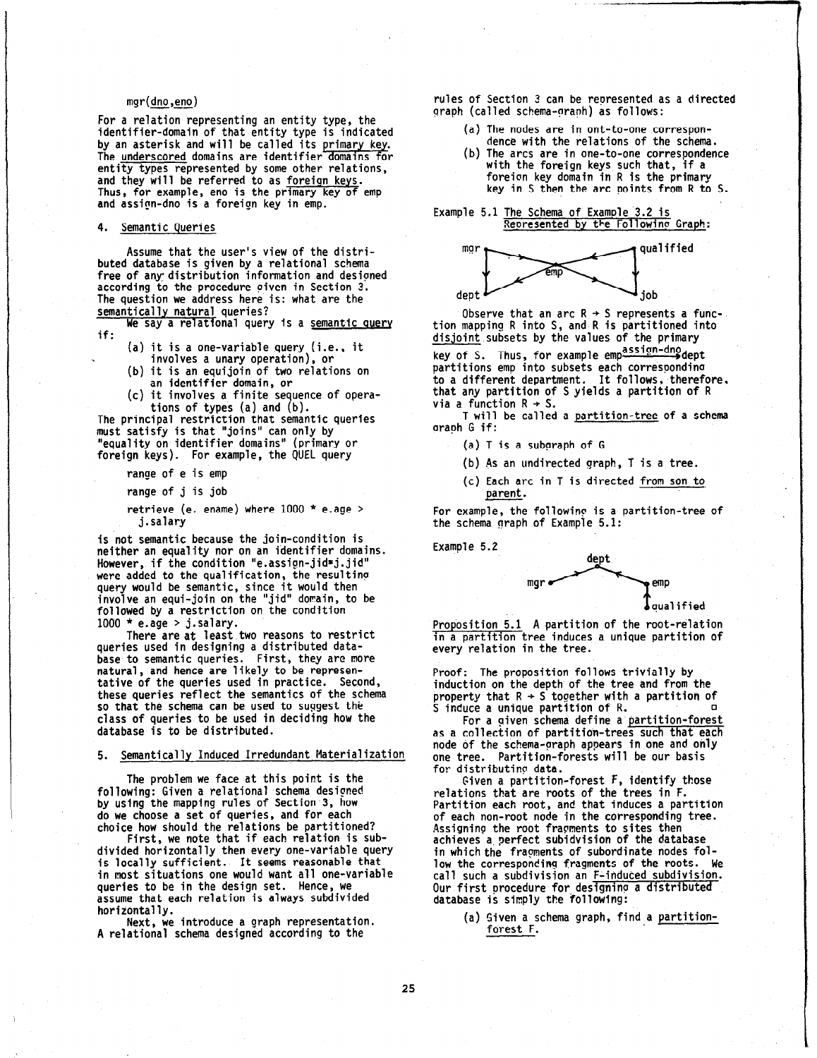mgr(dno,eno)

For a relation representing an entity type, the identifier-domain of that entity type is indicated by an asterisk and will be called its primary key. The underscored domains are identifier domains for entity types represented by some other relations, and they will be referred to as foreign keys. Thus, for example, eno is the primary key of emp and assign-dno is a foreign key in emp.

## 4. Semantic Queries

Assume that the user's view of the distributed database is given by a relational schema free of any distribution information and designed according to the procedure given in Section 3. The question we address here is: what are the semantically natural queries?

We say a relational query is a semantic query if:

(a) it is a one-variable query (i.e., it involves a unary operation), or

(b) it is an equijoin of two relations on an identifier domain, or

(c) it involves a finite sequence of operations of types (a) and (b).

The principal restriction that semantic queries must satisfy is that "joins" can only by "equality on identifier domains" (primary or foreign keys). For example, the QUEL query

```
range of e is emp
range of j is job
retrieve (e. ename) where 1000 * e.age >
  j.salary
```

is not semantic because the join-condition is neither an equality nor on an identifier domains. However, if the condition "e.assign-jid=j.jid" were added to the qualification, the resulting query would be semantic, since it would then involve an equi-join on the "jid" domain, to be followed by a restriction on the condition 1000 * e.age > j.salary.

There are at least two reasons to restrict queries used in designing a distributed database to semantic queries. First, they are more natural, and hence are likely to be representative of the queries used in practice. Second, these queries reflect the semantics of the schema so that the schema can be used to suggest the class of queries to be used in deciding how the database is to be distributed.

## 5. Semantically Induced Irredundant Materialization

The problem we face at this point is the following: Given a relational schema designed by using the mapping rules of Section 3, how do we choose a set of queries, and for each choice how should the relations be partitioned?

First, we note that if each relation is subdivided horizontally then every one-variable query is locally sufficient. It seems reasonable that in most situations one would want all one-variable queries to be in the design set. Hence, we assume that each relation is always subdivided horizontally.

Next, we introduce a graph representation. A relational schema designed according to the rules of Section 3 can be represented as a directed graph (called schema-graph) as follows:

(a) The nodes are in one-to-one correspondence with the relations of the schema.

(b) The arcs are in one-to-one correspondence with the foreign keys such that, if a foreign key domain in R is the primary key in S then the arc points from R to S.

Example 5.1 The Schema of Example 3.2 is Represented by the Following Graph:

Observe that an arc $R \rightarrow S$ represents a function mapping R into S, and R is partitioned into disjoint subsets by the values of the primary key of S. Thus, for example emp $\xrightarrow{\text{assign-dno}}$ dept partitions emp into subsets each corresponding to a different department. It follows, therefore, that any partition of S yields a partition of R via a function $R \rightarrow S$.

T will be called a partition-tree of a schema graph G if:

(a) T is a subgraph of G

(b) As an undirected graph, T is a tree.

(c) Each arc in T is directed from son to parent.

For example, the following is a partition-tree of the schema graph of Example 5.1:

Example 5.2

**Proposition 5.1** A partition of the root-relation in a partition tree induces a unique partition of every relation in the tree.

Proof: The proposition follows trivially by induction on the depth of the tree and from the property that $R \rightarrow S$ together with a partition of S induce a unique partition of R. □

For a given schema define a partition-forest as a collection of partition-trees such that each node of the schema-graph appears in one and only one tree. Partition-forests will be our basis for distributing data.

Given a partition-forest F, identify those relations that are roots of the trees in F. Partition each root, and that induces a partition of each non-root node in the corresponding tree. Assigning the root fragments to sites then achieves a perfect subdivision of the database in which the fragments of subordinate nodes follow the corresponding fragments of the roots. We call such a subdivision an F-induced subdivision. Our first procedure for designing a distributed database is simply the following:

(a) Given a schema graph, find a partition-forest F.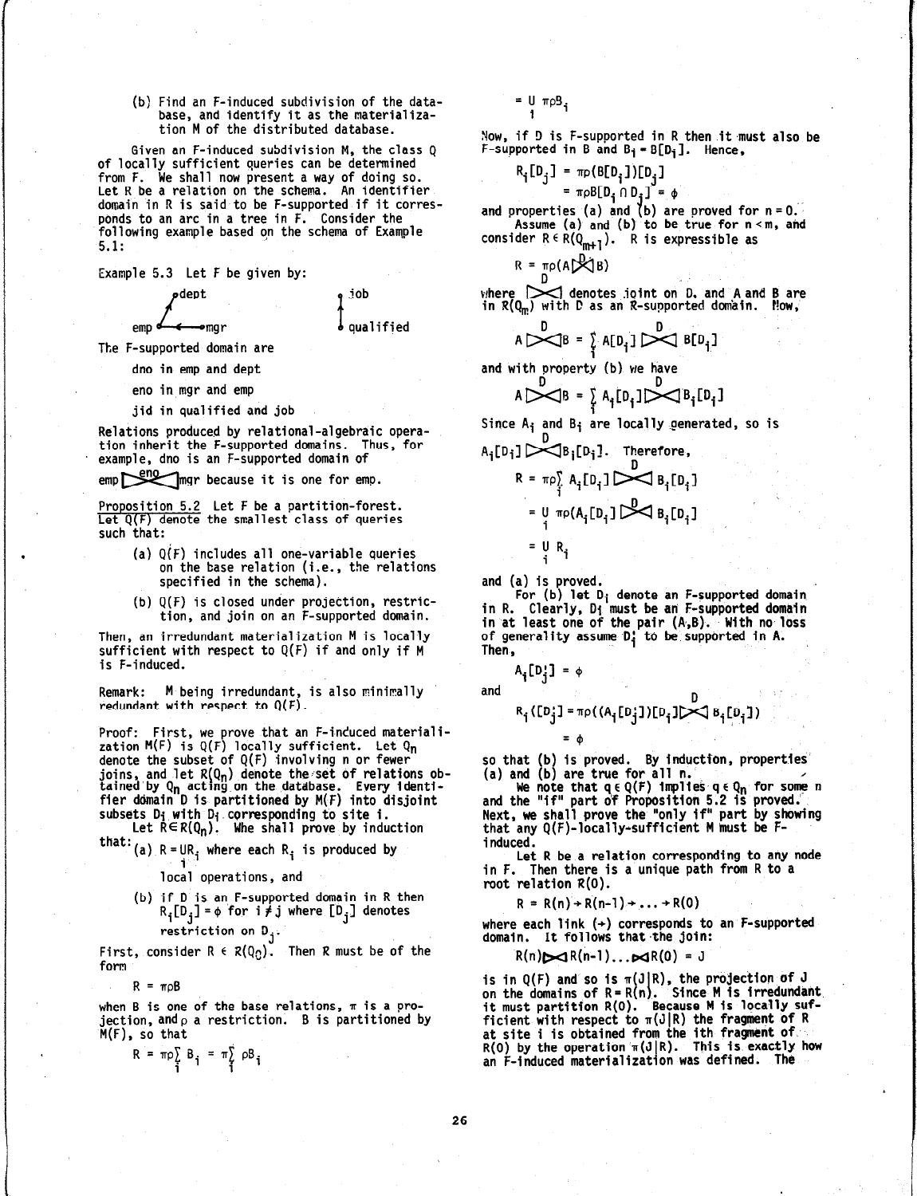(b) Find an F-induced subdivision of the database, and identify it as the materialization M of the distributed database.

Given an F-induced subdivision M, the class Q of locally sufficient queries can be determined from F. We shall now present a way of doing so. Let R be a relation on the schema. An identifier domain in R is said to be F-supported if it corresponds to an arc in a tree in F. Consider the following example based on the schema of Example 5.1:

Example 5.3 Let F be given by:

dept ← emp ←— mgr &nbsp;&nbsp;&nbsp;&nbsp;&nbsp; job ← qualified

The F-supported domain are

dno in emp and dept

eno in mgr and emp

jid in qualified and job

Relations produced by relational-algebraic operation inherit the F-supported domains. Thus, for example, dno is an F-supported domain of $\text{emp} \underset{\text{eno}}{\bowtie} \text{mgr}$ because it is one for emp.

Proposition 5.2 Let F be a partition-forest. Let Q(F) denote the smallest class of queries such that:

(a) Q(F) includes all one-variable queries on the base relation (i.e., the relations specified in the schema).

(b) Q(F) is closed under projection, restriction, and join on an F-supported domain.

Then, an irredundant materialization M is locally sufficient with respect to Q(F) if and only if M is F-induced.

Remark: M being irredundant, is also minimally redundant with respect to Q(F).

Proof: First, we prove that an F-induced materialization M(F) is Q(F) locally sufficient. Let $Q_n$ denote the subset of Q(F) involving n or fewer joins, and let $R(Q_n)$ denote the set of relations obtained by $Q_n$ acting on the database. Every identifier domain D is partitioned by M(F) into disjoint subsets $D_i$ with $D_i$ corresponding to site i.

Let $R \in R(Q_n)$. Whe shall prove by induction that:

(a) $R = \bigcup_i R_i$ where each $R_i$ is produced by local operations, and

(b) if D is an F-supported domain in R then $R_i[D_j] = \phi$ for $i \neq j$ where $[D_j]$ denotes restriction on $D_j$.

First, consider $R \in R(Q_0)$. Then R must be of the form

$$R = \pi\rho B$$

when B is one of the base relations, $\pi$ is a projection, and $\rho$ a restriction. B is partitioned by M(F), so that

$$R = \pi\rho\sum_i B_i = \pi\sum_i \rho B_i$$

$$= \bigcup_i \pi\rho B_i$$

Now, if D is F-supported in R then it must also be F-supported in B and $B_i = B[D_i]$. Hence,

$$R_i[D_j] = \pi\rho(B[D_i])[D_j]$$
$$= \pi\rho B[D_i \cap D_j] = \phi$$

and properties (a) and (b) are proved for $n = 0$.

Assume (a) and (b) to be true for $n < m$, and consider $R \in R(Q_{m+1})$. R is expressible as

$$R = \pi\rho(A \underset{D}{\bowtie} B)$$

where $\underset{D}{\bowtie}$ denotes join on D, and A and B are in $R(Q_m)$ with D as an R-supported domain. Now,

$$A \underset{D}{\bowtie} B = \sum_i A[D_i] \underset{D}{\bowtie} B[D_i]$$

and with property (b) we have

$$A \underset{D}{\bowtie} B = \sum_i A_i[D_i] \underset{D}{\bowtie} B_i[D_i]$$

Since $A_i$ and $B_i$ are locally generated, so is $A_i[D_i] \underset{D}{\bowtie} B_i[D_i]$. Therefore,

$$R = \pi\rho\sum_i A_i[D_i] \underset{D}{\bowtie} B_i[D_i]$$
$$= \bigcup_i \pi\rho(A_i[D_i] \underset{D}{\bowtie} B_i[D_i])$$
$$= \bigcup_i R_i$$

and (a) is proved.

For (b) let $D_i'$ denote an F-supported domain in R. Clearly, $D_i'$ must be an F-supported domain in at least one of the pair (A,B). With no loss of generality assume $D_i'$ to be supported in A. Then,

$$A_i[D_j'] = \phi$$

and

$$R_i([D_j'] = \pi\rho((A_i[D_j'])[D_i] \underset{D}{\bowtie} B_i[D_i])$$
$$= \phi$$

so that (b) is proved. By induction, properties (a) and (b) are true for all n.

We note that $q \in Q(F)$ implies $q \in Q_n$ for some n and the "if" part of Proposition 5.2 is proved. Next, we shall prove the "only if" part by showing that any Q(F)-locally-sufficient M must be F-induced.

Let R be a relation corresponding to any node in F. Then there is a unique path from R to a root relation R(0).

$$R = R(n) \to R(n-1) \to \ldots \to R(0)$$

where each link ($\to$) corresponds to an F-supported domain. It follows that the join:

$$R(n) \bowtie R(n-1) \ldots \bowtie R(0) = J$$

is in Q(F) and so is $\pi(J|R)$, the projection of J on the domains of $R = R(n)$. Since M is irredundant it must partition R(0). Because M is locally sufficient with respect to $\pi(J|R)$ the fragment of R at site i is obtained from the ith fragment of R(0) by the operation $\pi(J|R)$. This is exactly how an F-induced materialization was defined. The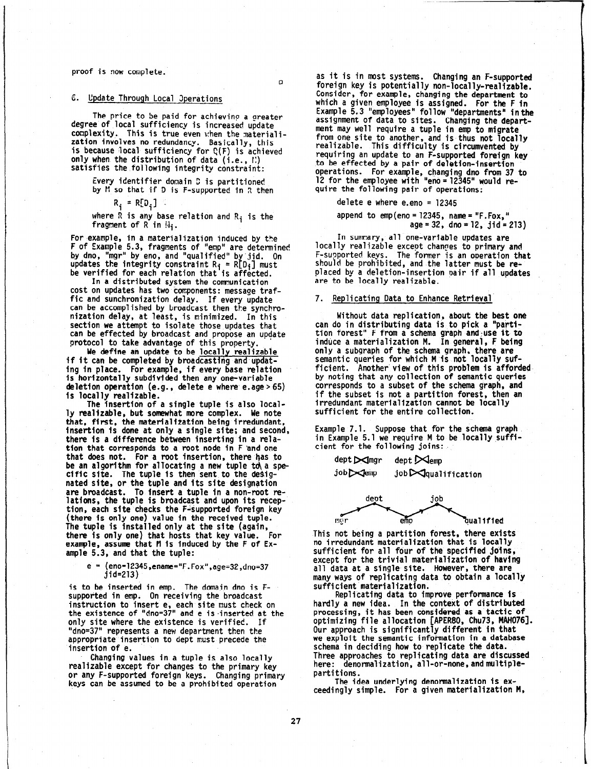proof is now complete.

□

## 6. Update Through Local Operations

The price to be paid for achieving a greater degree of local sufficiency is increased update complexity. This is true even when the materialization involves no redundancy. Basically, this is because local sufficiency for $Q(F)$ is achieved only when the distribution of data (i.e., M) satisfies the following integrity constraint:

> Every identifier domain D is partitioned by M so that if D is F-supported in R then
>
> $$R_i = R[D_i]$$
>
> where R is any base relation and $R_i$ is the fragment of R in $M_i$.

For example, in a materialization induced by the F of Example 5.3, fragments of "emp" are determined by dno, "mgr" by eno, and "qualified" by jid. On updates the integrity constraint $R_i = R[D_i]$ must be verified for each relation that is affected.

In a distributed system the communication cost on updates has two components: message traffic and synchronization delay. If every update can be accomplished by broadcast then the synchronization delay, at least, is minimized. In this section we attempt to isolate those updates that can be effected by broadcast and propose an update protocol to take advantage of this property.

We define an update to be locally realizable if it can be completed by broadcasting and updating in place. For example, if every base relation is horizontally subdivided then any one-variable deletion operation (e.g., delete e where e.age > 65) is locally realizable.

The insertion of a single tuple is also locally realizable, but somewhat more complex. We note that, first, the materialization being irredundant, insertion is done at only a single site; and second, there is a difference between inserting in a relation that corresponds to a root node in F and one that does not. For a root insertion, there has to be an algorithm for allocating a new tuple to a specific site. The tuple is then sent to the designated site, or the tuple and its site designation are broadcast. To insert a tuple in a non-root relations, the tuple is broadcast and upon its reception, each site checks the F-supported foreign key (there is only one) value in the received tuple. The tuple is installed only at the site (again, there is only one) that hosts that key value. For example, assume that M is induced by the F of Example 5.3, and that the tuple:

> e = (eno=12345,ename="F.Fox",age=32,dno=37 jid=213)

is to be inserted in emp. The domain dno is F-supported in emp. On receiving the broadcast instruction to insert e, each site must check on the existence of "dno=37" and e is inserted at the only site where the existence is verified. If "dno=37" represents a new department then the appropriate insertion to dept must precede the insertion of e.

Changing values in a tuple is also locally realizable except for changes to the primary key or any F-supported foreign keys. Changing primary keys can be assumed to be a prohibited operation as it is in most systems. Changing an F-supported foreign key is potentially non-locally-realizable. Consider, for example, changing the department to which a given employee is assigned. For the F in Example 5.3 "employees" follow "departments" in the assignment of data to sites. Changing the department may well require a tuple in emp to migrate from one site to another, and is thus not locally realizable. This difficulty is circumvented by requiring an update to an F-supported foreign key to be effected by a pair of deletion-insertion operations. For example, changing dno from 37 to 12 for the employee with "eno = 12345" would require the following pair of operations:

```
delete e where e.eno = 12345
append to emp(eno = 12345, name = "F.Fox,"
              age = 32, dno = 12, jid = 213)
```

In summary, all one-variable updates are locally realizable except changes to primary and F-supported keys. The former is an operation that should be prohibited, and the latter must be replaced by a deletion-insertion pair if all updates are to be locally realizable.

## 7. Replicating Data to Enhance Retrieval

Without data replication, about the best one can do in distributing data is to pick a "partition forest" F from a schema graph and use it to induce a materialization M. In general, F being only a subgraph of the schema graph, there are semantic queries for which M is not locally sufficient. Another view of this problem is afforded by noting that any collection of semantic queries corresponds to a subset of the schema graph, and if the subset is not a partition forest, then an irredundant materialization cannot be locally sufficient for the entire collection.

Example 7.1. Suppose that for the schema graph in Example 5.1 we require M to be locally sufficient for the following joins:

dept ⋈ mgr    dept ⋈ emp

job ⋈ emp    job ⋈ qualification

dept, job, mgr, emp, qualified

This not being a partition forest, there exists no irredundant materialization that is locally sufficient for all four of the specified joins, except for the trivial materialization of having all data at a single site. However, there are many ways of replicating data to obtain a locally sufficient materialization.

Replicating data to improve performance is hardly a new idea. In the context of distributed processing, it has been considered as a tactic of optimizing file allocation [APER80, Chu73, MAHO76]. Our approach is significantly different in that we exploit the semantic information in a database schema in deciding how to replicate the data. Three approaches to replicating data are discussed here: denormalization, all-or-none, and multiple-partitions.

The idea underlying denormalization is exceedingly simple. For a given materialization M,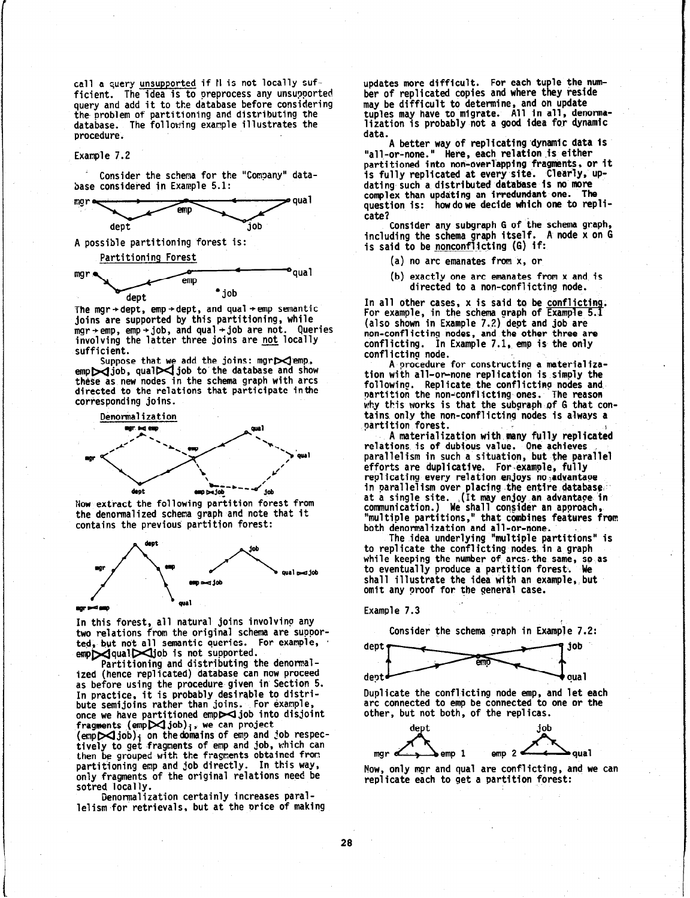call a query unsupported if $N$ is not locally sufficient. The idea is to preprocess any unsupported query and add it to the database before considering the problem of partitioning and distributing the database. The following example illustrates the procedure.

Example 7.2

Consider the schema for the "Company" database considered in Example 5.1:

mgr — emp — qual
dept — job

A possible partitioning forest is:

Partitioning Forest

mgr — emp — qual
dept • job

The mgr→dept, emp→dept, and qual→emp semantic joins are supported by this partitioning, while mgr→emp, emp→job, and qual→job are not. Queries involving the latter three joins are not locally sufficient.

Suppose that we add the joins: mgr⋉emp, emp⋉job, qual⋉job to the database and show these as new nodes in the schema graph with arcs directed to the relations that participate in the corresponding joins.

Denormalization

mgr⋈emp qual
mgr emp qual
dept emp⋈job job

Now extract the following partition forest from the denormalized schema graph and note that it contains the previous partition forest:

dept job
mgr emp qual⋈job
emp⋈job
mgr⋈emp qual

In this forest, all natural joins involving any two relations from the original schema are supported, but not all semantic queries. For example, emp⋉qual⋉job is not supported.

Partitioning and distributing the denormalized (hence replicated) database can now proceed as before using the procedure given in Section 5. In practice, it is probably desirable to distribute semijoins rather than joins. For example, once we have partitioned emp⋉job into disjoint fragments $(emp⋉job)_i$, we can project $(emp⋉job)_i$ on the domains of emp and job respectively to get fragments of emp and job, which can then be grouped with the fragments obtained from partitioning emp and job directly. In this way, only fragments of the original relations need be sotred locally.

Denormalization certainly increases parallelism for retrievals, but at the price of making updates more difficult. For each tuple the number of replicated copies and where they reside may be difficult to determine, and on update tuples may have to migrate. All in all, denormalization is probably not a good idea for dynamic data.

A better way of replicating dynamic data is "all-or-none." Here, each relation is either partitioned into non-overlapping fragments, or it is fully replicated at every site. Clearly, updating such a distributed database is no more complex than updating an irredundant one. The question is: how do we decide which one to replicate?

Consider any subgraph G of the schema graph, including the schema graph itself. A node x on G is said to be nonconflicting (G) if:

(a) no arc emanates from x, or

(b) exactly one arc emanates from x and is directed to a non-conflicting node.

In all other cases, x is said to be conflicting. For example, in the schema graph of Example 5.1 (also shown in Example 7.2) dept and job are non-conflicting nodes, and the other three are conflicting. In Example 7.1, emp is the only conflicting node.

A procedure for constructing a materialization with all-or-none replication is simply the following. Replicate the conflicting nodes and partition the non-conflicting ones. The reason why this works is that the subgraph of G that contains only the non-conflicting nodes is always a partition forest.

A materialization with many fully replicated relations is of dubious value. One achieves parallelism in such a situation, but the parallel efforts are duplicative. For example, fully replicating every relation enjoys no advantage in parallelism over placing the entire database at a single site. (It may enjoy an advantage in communication.) We shall consider an approach, "multiple partitions," that combines features from both denormalization and all-or-none.

The idea underlying "multiple partitions" is to replicate the conflicting nodes in a graph while keeping the number of arcs the same, so as to eventually produce a partition forest. We shall illustrate the idea with an example, but omit any proof for the general case.

Example 7.3

Consider the schema graph in Example 7.2:

dept — emp — job
dept — emp — qual

Duplicate the conflicting node emp, and let each arc connected to emp be connected to one or the other, but not both, of the replicas.

dept job
mgr — emp 1 emp 2 — qual

Now, only mgr and qual are conflicting, and we can replicate each to get a partition forest: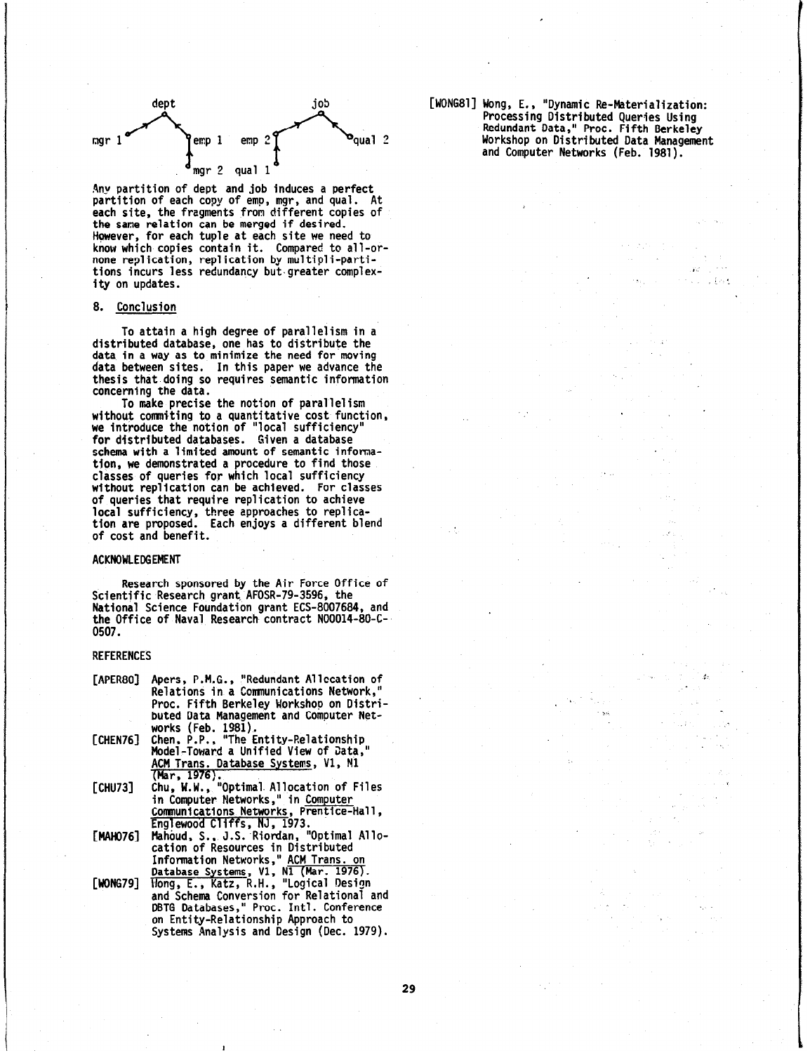dept job

mgr 1 emp 1 emp 2 qual 2

mgr 2 qual 1

Any partition of dept and job induces a perfect partition of each copy of emp, mgr, and qual. At each site, the fragments from different copies of the same relation can be merged if desired. However, for each tuple at each site we need to know which copies contain it. Compared to all-or-none replication, replication by multipli-partitions incurs less redundancy but greater complexity on updates.

## 8. Conclusion

To attain a high degree of parallelism in a distributed database, one has to distribute the data in a way as to minimize the need for moving data between sites. In this paper we advance the thesis that doing so requires semantic information concerning the data.

To make precise the notion of parallelism without commiting to a quantitative cost function, we introduce the notion of "local sufficiency" for distributed databases. Given a database schema with a limited amount of semantic information, we demonstrated a procedure to find those classes of queries for which local sufficiency without replication can be achieved. For classes of queries that require replication to achieve local sufficiency, three approaches to replication are proposed. Each enjoys a different blend of cost and benefit.

## ACKNOWLEDGEMENT

Research sponsored by the Air Force Office of Scientific Research grant AFOSR-79-3596, the National Science Foundation grant ECS-8007684, and the Office of Naval Research contract N00014-80-C-0507.

## REFERENCES

[APER80] Apers, P.M.G., "Redundant Allocation of Relations in a Communications Network," Proc. Fifth Berkeley Workshop on Distributed Data Management and Computer Networks (Feb. 1981).

[CHEN76] Chen, P.P., "The Entity-Relationship Model-Toward a Unified View of Data," ACM Trans. Database Systems, V1, N1 (Mar, 1976).

[CHU73] Chu, W.W., "Optimal Allocation of Files in Computer Networks," in Computer Communications Networks, Prentice-Hall, Englewood Cliffs, NJ, 1973.

[MAHO76] Mahoud, S., J.S. Riordan, "Optimal Allocation of Resources in Distributed Information Networks," ACM Trans. on Database Systems, V1, N1 (Mar. 1976).

[WONG79] Wong, E., Katz, R.H., "Logical Design and Schema Conversion for Relational and DBTG Databases," Proc. Intl. Conference on Entity-Relationship Approach to Systems Analysis and Design (Dec. 1979).

[WONG81] Wong, E., "Dynamic Re-Materialization: Processing Distributed Queries Using Redundant Data," Proc. Fifth Berkeley Workshop on Distributed Data Management and Computer Networks (Feb. 1981).